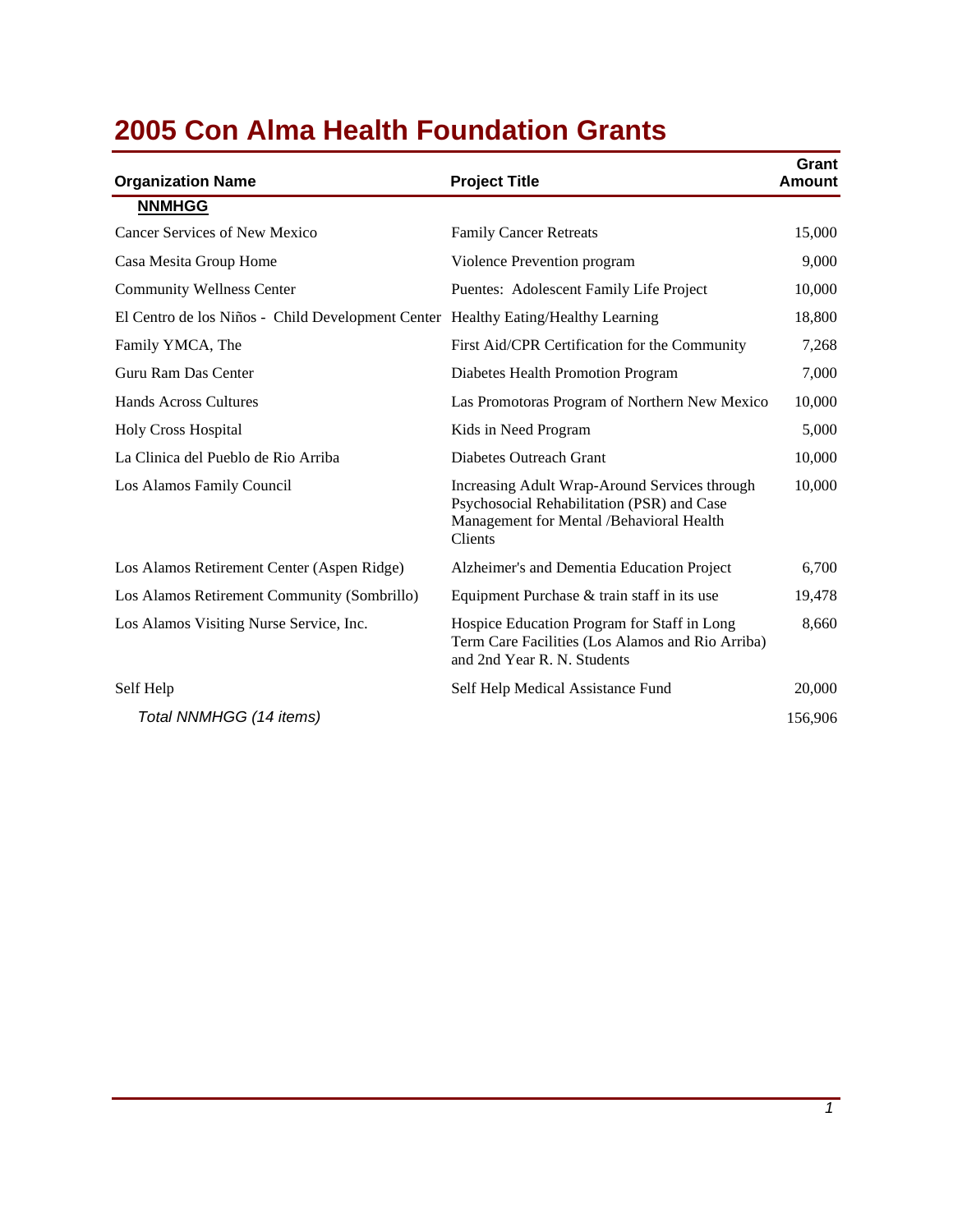# 2005 Con Alma Health Foundation Grants

| Organization Name | Project Title | Grant Amount |
|---|---|---|
| **NNMHGG** | | |
| Cancer Services of New Mexico | Family Cancer Retreats | 15,000 |
| Casa Mesita Group Home | Violence Prevention program | 9,000 |
| Community Wellness Center | Puentes: Adolescent Family Life Project | 10,000 |
| El Centro de los Niños - Child Development Center | Healthy Eating/Healthy Learning | 18,800 |
| Family YMCA, The | First Aid/CPR Certification for the Community | 7,268 |
| Guru Ram Das Center | Diabetes Health Promotion Program | 7,000 |
| Hands Across Cultures | Las Promotoras Program of Northern New Mexico | 10,000 |
| Holy Cross Hospital | Kids in Need Program | 5,000 |
| La Clinica del Pueblo de Rio Arriba | Diabetes Outreach Grant | 10,000 |
| Los Alamos Family Council | Increasing Adult Wrap-Around Services through Psychosocial Rehabilitation (PSR) and Case Management for Mental /Behavioral Health Clients | 10,000 |
| Los Alamos Retirement Center (Aspen Ridge) | Alzheimer's and Dementia Education Project | 6,700 |
| Los Alamos Retirement Community (Sombrillo) | Equipment Purchase & train staff in its use | 19,478 |
| Los Alamos Visiting Nurse Service, Inc. | Hospice Education Program for Staff in Long Term Care Facilities (Los Alamos and Rio Arriba) and 2nd Year R. N. Students | 8,660 |
| Self Help | Self Help Medical Assistance Fund | 20,000 |
| *Total NNMHGG (14 items)* | | 156,906 |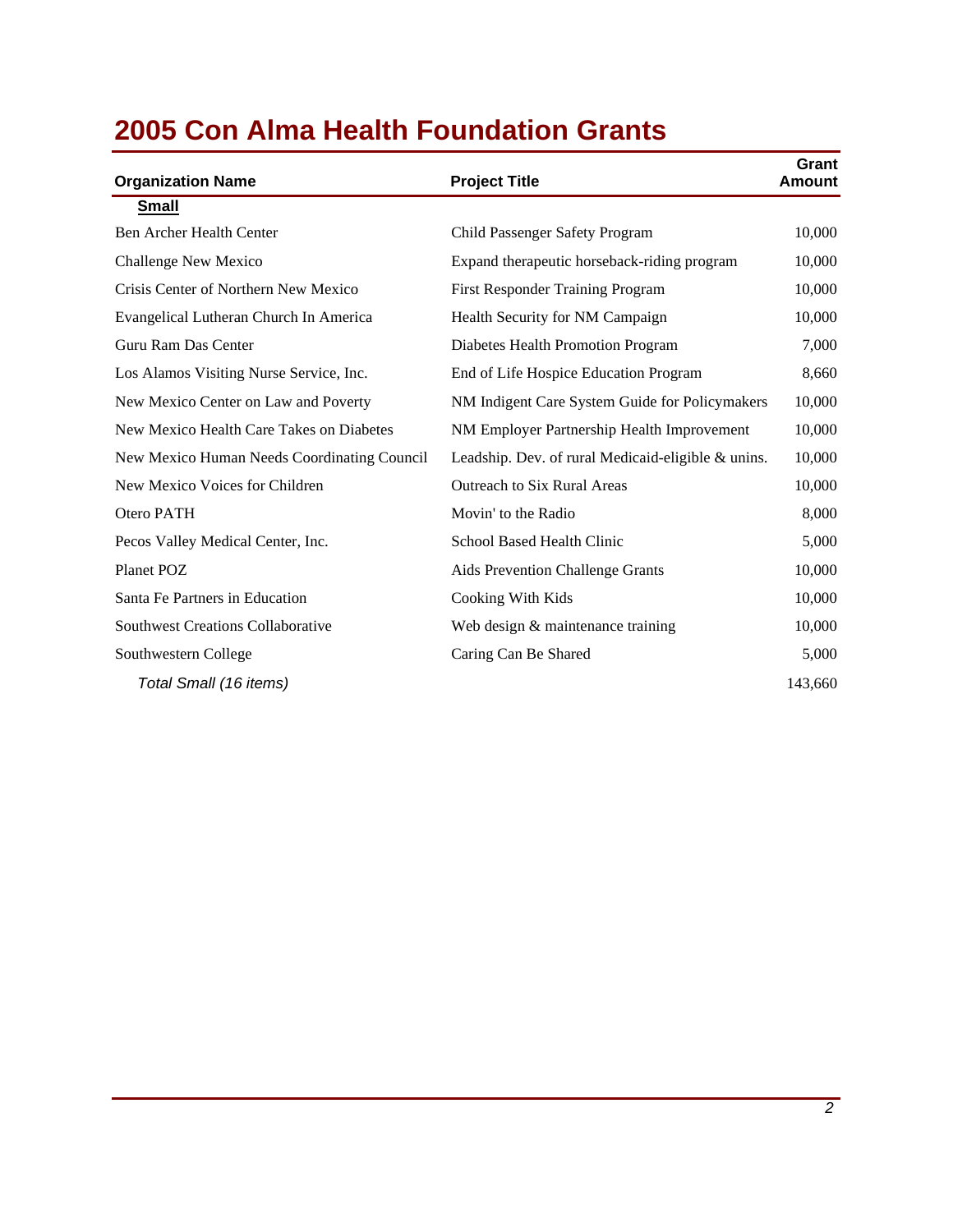# 2005 Con Alma Health Foundation Grants

| Organization Name | Project Title | Grant Amount |
|---|---|---|
| **Small** | | |
| Ben Archer Health Center | Child Passenger Safety Program | 10,000 |
| Challenge New Mexico | Expand therapeutic horseback-riding program | 10,000 |
| Crisis Center of Northern New Mexico | First Responder Training Program | 10,000 |
| Evangelical Lutheran Church In America | Health Security for NM Campaign | 10,000 |
| Guru Ram Das Center | Diabetes Health Promotion Program | 7,000 |
| Los Alamos Visiting Nurse Service, Inc. | End of Life Hospice Education Program | 8,660 |
| New Mexico Center on Law and Poverty | NM Indigent Care System Guide for Policymakers | 10,000 |
| New Mexico Health Care Takes on Diabetes | NM Employer Partnership Health Improvement | 10,000 |
| New Mexico Human Needs Coordinating Council | Leadship. Dev. of rural Medicaid-eligible & unins. | 10,000 |
| New Mexico Voices for Children | Outreach to Six Rural Areas | 10,000 |
| Otero PATH | Movin' to the Radio | 8,000 |
| Pecos Valley Medical Center, Inc. | School Based Health Clinic | 5,000 |
| Planet POZ | Aids Prevention Challenge Grants | 10,000 |
| Santa Fe Partners in Education | Cooking With Kids | 10,000 |
| Southwest Creations Collaborative | Web design & maintenance training | 10,000 |
| Southwestern College | Caring Can Be Shared | 5,000 |
| *Total Small (16 items)* | | 143,660 |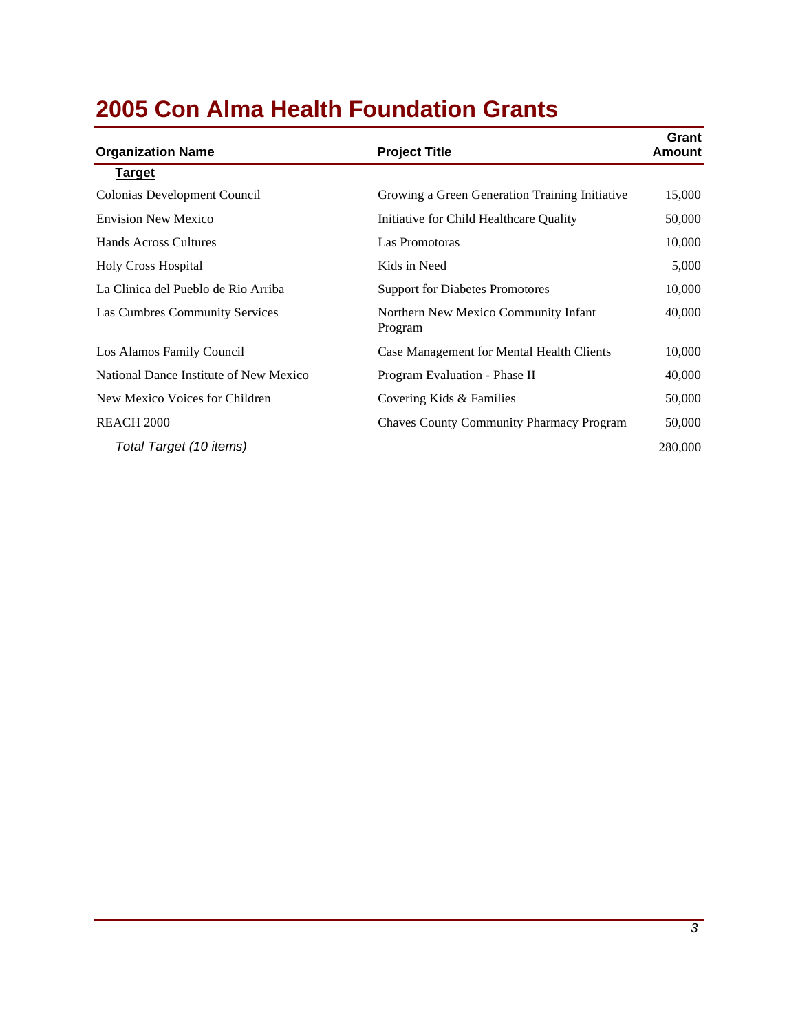# 2005 Con Alma Health Foundation Grants

| Organization Name | Project Title | Grant Amount |
|---|---|---|
| **Target** | | |
| Colonias Development Council | Growing a Green Generation Training Initiative | 15,000 |
| Envision New Mexico | Initiative for Child Healthcare Quality | 50,000 |
| Hands Across Cultures | Las Promotoras | 10,000 |
| Holy Cross Hospital | Kids in Need | 5,000 |
| La Clinica del Pueblo de Rio Arriba | Support for Diabetes Promotores | 10,000 |
| Las Cumbres Community Services | Northern New Mexico Community Infant Program | 40,000 |
| Los Alamos Family Council | Case Management for Mental Health Clients | 10,000 |
| National Dance Institute of New Mexico | Program Evaluation - Phase II | 40,000 |
| New Mexico Voices for Children | Covering Kids & Families | 50,000 |
| REACH 2000 | Chaves County Community Pharmacy Program | 50,000 |
| *Total Target (10 items)* | | 280,000 |